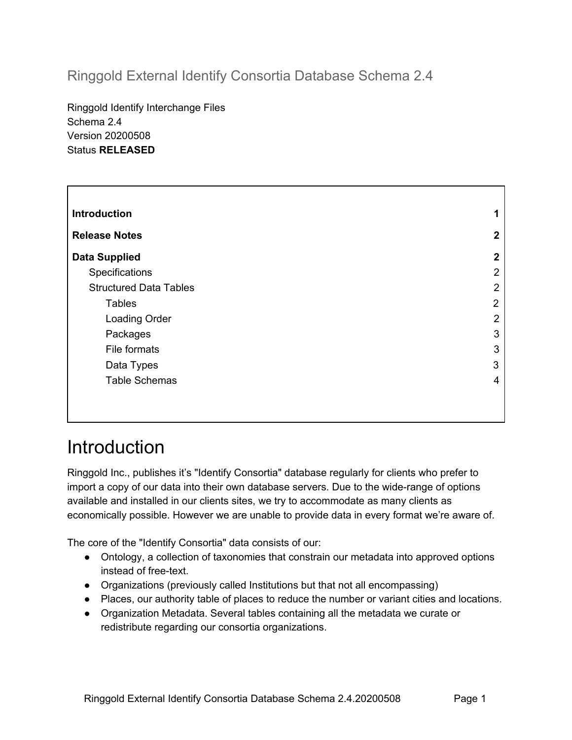## Ringgold External Identify Consortia Database Schema 2.4

Ringgold Identify Interchange Files
Schema 2.4
Version 20200508
Status **RELEASED**

| | |
|---|---|
| **Introduction** | **1** |
| **Release Notes** | **2** |
| **Data Supplied** | **2** |
| Specifications | 2 |
| Structured Data Tables | 2 |
| Tables | 2 |
| Loading Order | 2 |
| Packages | 3 |
| File formats | 3 |
| Data Types | 3 |
| Table Schemas | 4 |

# Introduction

Ringgold Inc., publishes it's "Identify Consortia" database regularly for clients who prefer to import a copy of our data into their own database servers. Due to the wide-range of options available and installed in our clients sites, we try to accommodate as many clients as economically possible. However we are unable to provide data in every format we're aware of.

The core of the "Identify Consortia" data consists of our:

- Ontology, a collection of taxonomies that constrain our metadata into approved options instead of free-text.
- Organizations (previously called Institutions but that not all encompassing)
- Places, our authority table of places to reduce the number or variant cities and locations.
- Organization Metadata. Several tables containing all the metadata we curate or redistribute regarding our consortia organizations.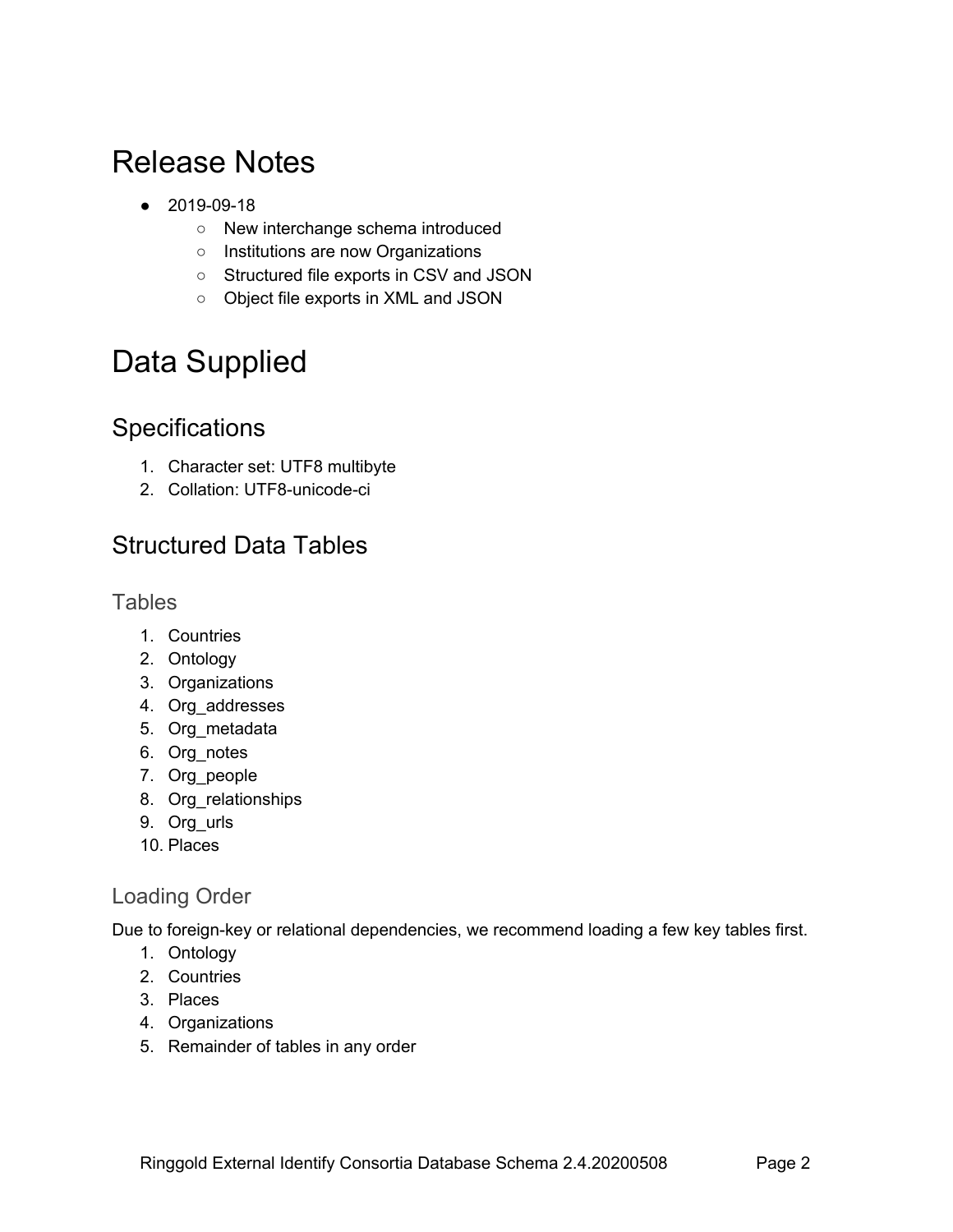# Release Notes

- 2019-09-18
    - New interchange schema introduced
    - Institutions are now Organizations
    - Structured file exports in CSV and JSON
    - Object file exports in XML and JSON

# Data Supplied

## Specifications

1. Character set: UTF8 multibyte
2. Collation: UTF8-unicode-ci

## Structured Data Tables

### Tables

1. Countries
2. Ontology
3. Organizations
4. Org_addresses
5. Org_metadata
6. Org_notes
7. Org_people
8. Org_relationships
9. Org_urls
10. Places

### Loading Order

Due to foreign-key or relational dependencies, we recommend loading a few key tables first.

1. Ontology
2. Countries
3. Places
4. Organizations
5. Remainder of tables in any order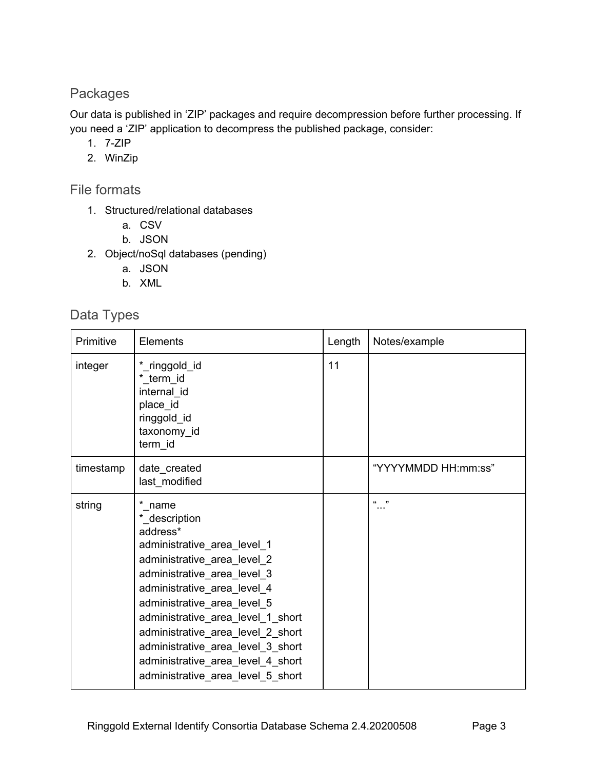## Packages

Our data is published in 'ZIP' packages and require decompression before further processing. If you need a 'ZIP' application to decompress the published package, consider:

1. 7-ZIP
2. WinZip

## File formats

1. Structured/relational databases
   a. CSV
   b. JSON
2. Object/noSql databases (pending)
   a. JSON
   b. XML

## Data Types

| Primitive | Elements | Length | Notes/example |
|---|---|---|---|
| integer | *_ringgold_id<br>*_term_id<br>internal_id<br>place_id<br>ringgold_id<br>taxonomy_id<br>term_id | 11 | |
| timestamp | date_created<br>last_modified | | "YYYYMMDD HH:mm:ss" |
| string | *_name<br>*_description<br>address*<br>administrative_area_level_1<br>administrative_area_level_2<br>administrative_area_level_3<br>administrative_area_level_4<br>administrative_area_level_5<br>administrative_area_level_1_short<br>administrative_area_level_2_short<br>administrative_area_level_3_short<br>administrative_area_level_4_short<br>administrative_area_level_5_short | | "..." |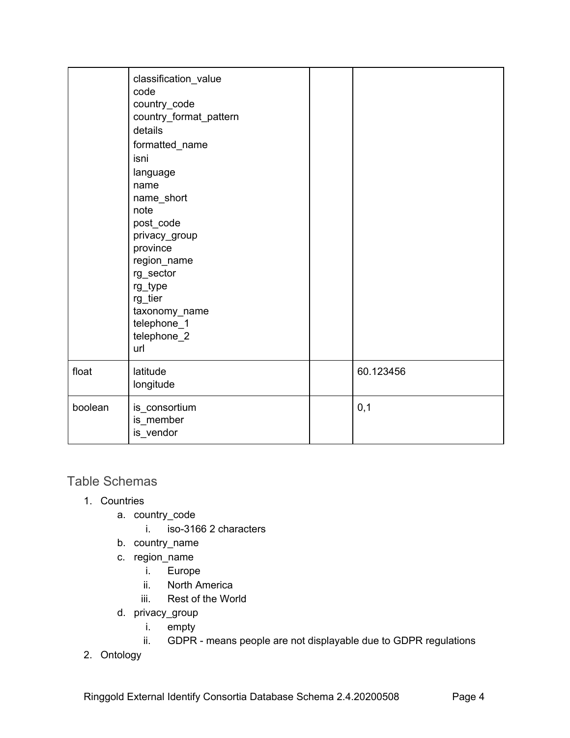| | | | |
|---|---|---|---|
| | classification_value<br>code<br>country_code<br>country_format_pattern<br>details<br>formatted_name<br>isni<br>language<br>name<br>name_short<br>note<br>post_code<br>privacy_group<br>province<br>region_name<br>rg_sector<br>rg_type<br>rg_tier<br>taxonomy_name<br>telephone_1<br>telephone_2<br>url | | |
| float | latitude<br>longitude | | 60.123456 |
| boolean | is_consortium<br>is_member<br>is_vendor | | 0,1 |

## Table Schemas

1. Countries
   a. country_code
      i. iso-3166 2 characters
   b. country_name
   c. region_name
      i. Europe
      ii. North America
      iii. Rest of the World
   d. privacy_group
      i. empty
      ii. GDPR - means people are not displayable due to GDPR regulations
2. Ontology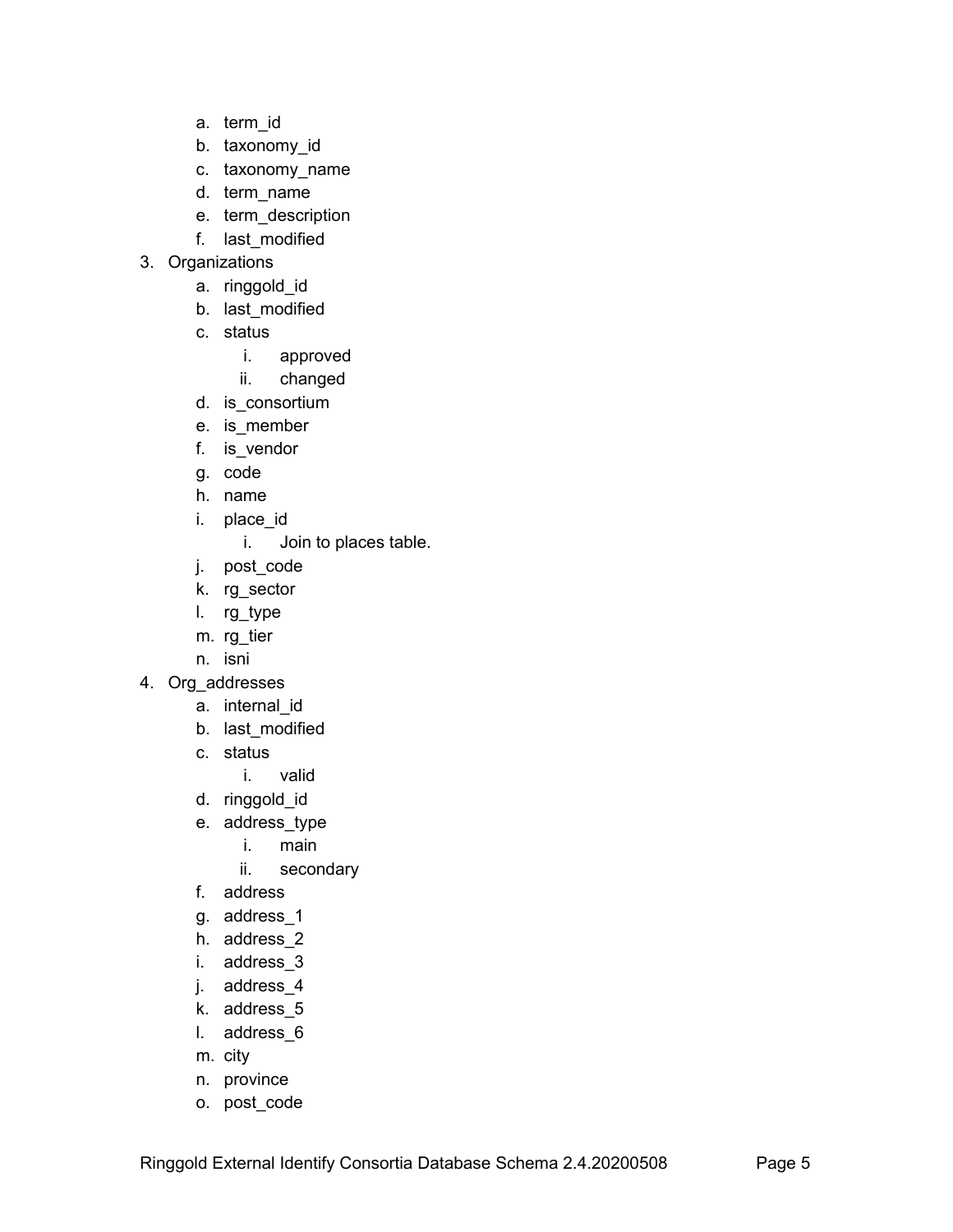a. term_id
   b. taxonomy_id
   c. taxonomy_name
   d. term_name
   e. term_description
   f. last_modified
3. Organizations
   a. ringgold_id
   b. last_modified
   c. status
      i. approved
      ii. changed
   d. is_consortium
   e. is_member
   f. is_vendor
   g. code
   h. name
   i. place_id
      i. Join to places table.
   j. post_code
   k. rg_sector
   l. rg_type
   m. rg_tier
   n. isni
4. Org_addresses
   a. internal_id
   b. last_modified
   c. status
      i. valid
   d. ringgold_id
   e. address_type
      i. main
      ii. secondary
   f. address
   g. address_1
   h. address_2
   i. address_3
   j. address_4
   k. address_5
   l. address_6
   m. city
   n. province
   o. post_code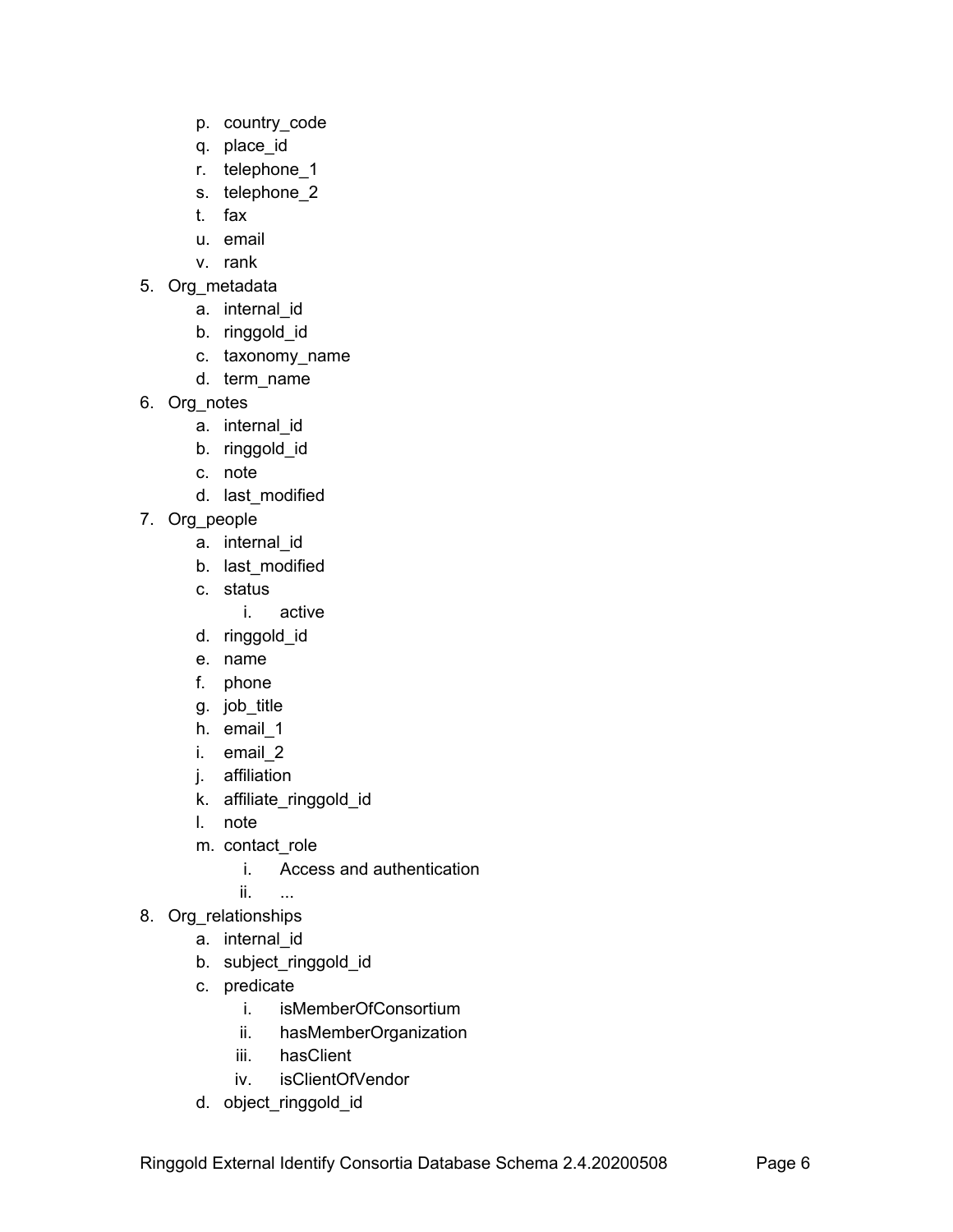p. country_code
   q. place_id
   r. telephone_1
   s. telephone_2
   t. fax
   u. email
   v. rank

5. Org_metadata
   a. internal_id
   b. ringgold_id
   c. taxonomy_name
   d. term_name
6. Org_notes
   a. internal_id
   b. ringgold_id
   c. note
   d. last_modified
7. Org_people
   a. internal_id
   b. last_modified
   c. status
      i. active
   d. ringgold_id
   e. name
   f. phone
   g. job_title
   h. email_1
   i. email_2
   j. affiliation
   k. affiliate_ringgold_id
   l. note
   m. contact_role
      i. Access and authentication
      ii. ...
8. Org_relationships
   a. internal_id
   b. subject_ringgold_id
   c. predicate
      i. isMemberOfConsortium
      ii. hasMemberOrganization
      iii. hasClient
      iv. isClientOfVendor
   d. object_ringgold_id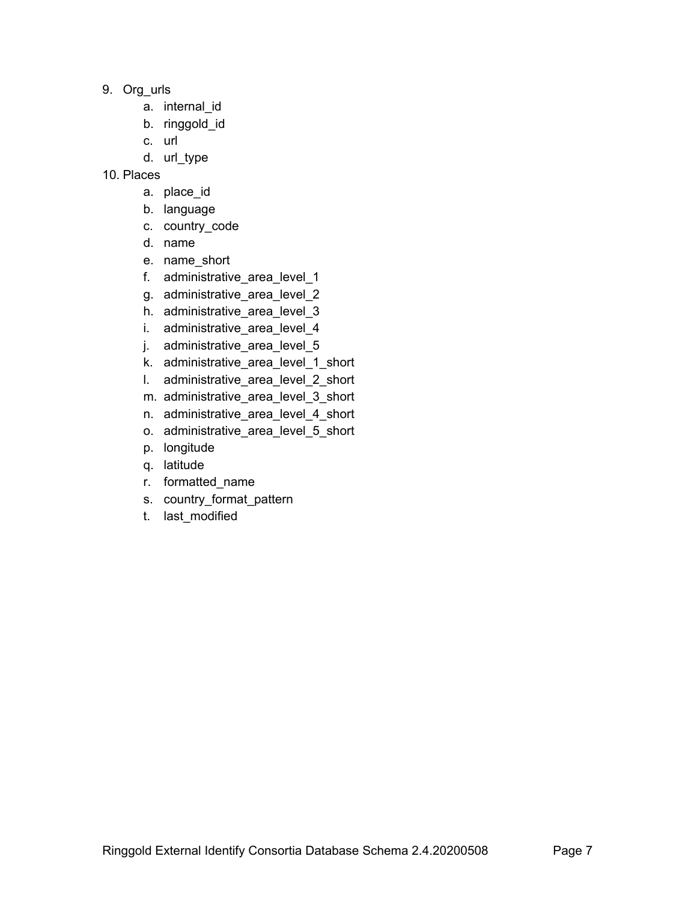9. Org_urls
    a. internal_id
    b. ringgold_id
    c. url
    d. url_type
10. Places
    a. place_id
    b. language
    c. country_code
    d. name
    e. name_short
    f. administrative_area_level_1
    g. administrative_area_level_2
    h. administrative_area_level_3
    i. administrative_area_level_4
    j. administrative_area_level_5
    k. administrative_area_level_1_short
    l. administrative_area_level_2_short
    m. administrative_area_level_3_short
    n. administrative_area_level_4_short
    o. administrative_area_level_5_short
    p. longitude
    q. latitude
    r. formatted_name
    s. country_format_pattern
    t. last_modified